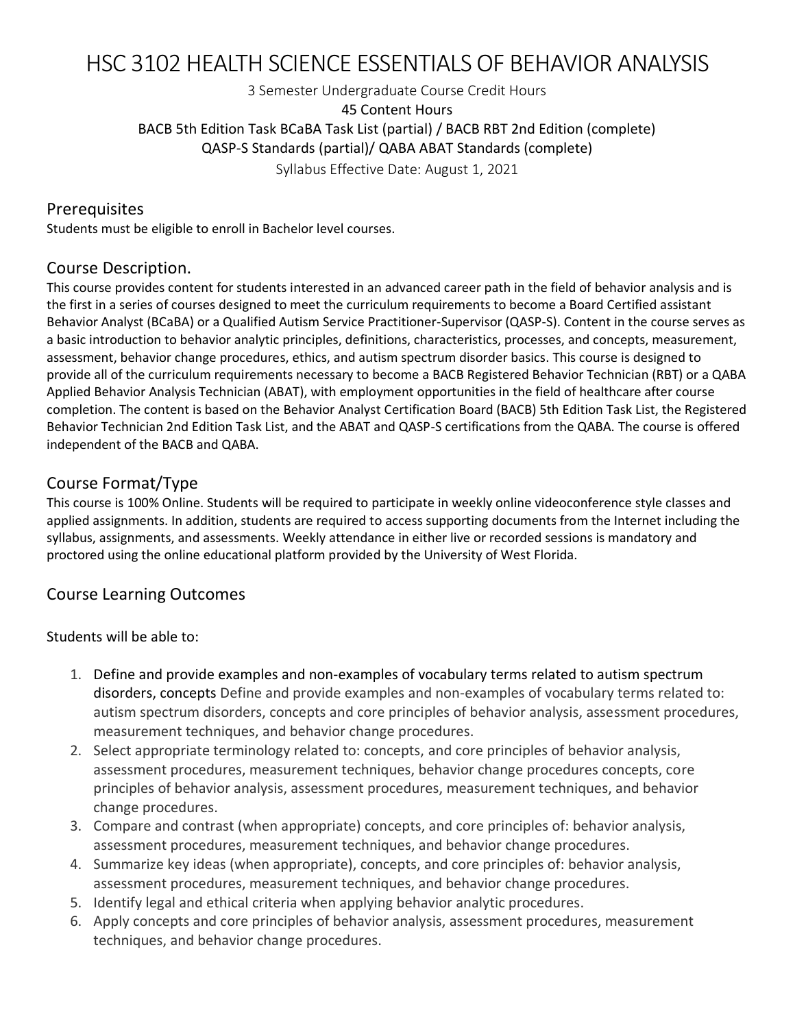# HSC 3102 HEALTH SCIENCE ESSENTIALS OF BEHAVIOR ANALYSIS

3 Semester Undergraduate Course Credit Hours
45 Content Hours
BACB 5th Edition Task BCaBA Task List (partial) / BACB RBT 2nd Edition (complete)
QASP-S Standards (partial)/ QABA ABAT Standards (complete)
Syllabus Effective Date: August 1, 2021

## Prerequisites

Students must be eligible to enroll in Bachelor level courses.

## Course Description.

This course provides content for students interested in an advanced career path in the field of behavior analysis and is the first in a series of courses designed to meet the curriculum requirements to become a Board Certified assistant Behavior Analyst (BCaBA) or a Qualified Autism Service Practitioner-Supervisor (QASP-S). Content in the course serves as a basic introduction to behavior analytic principles, definitions, characteristics, processes, and concepts, measurement, assessment, behavior change procedures, ethics, and autism spectrum disorder basics. This course is designed to provide all of the curriculum requirements necessary to become a BACB Registered Behavior Technician (RBT) or a QABA Applied Behavior Analysis Technician (ABAT), with employment opportunities in the field of healthcare after course completion. The content is based on the Behavior Analyst Certification Board (BACB) 5th Edition Task List, the Registered Behavior Technician 2nd Edition Task List, and the ABAT and QASP-S certifications from the QABA. The course is offered independent of the BACB and QABA.

## Course Format/Type

This course is 100% Online. Students will be required to participate in weekly online videoconference style classes and applied assignments. In addition, students are required to access supporting documents from the Internet including the syllabus, assignments, and assessments. Weekly attendance in either live or recorded sessions is mandatory and proctored using the online educational platform provided by the University of West Florida.

## Course Learning Outcomes

Students will be able to:

1. Define and provide examples and non-examples of vocabulary terms related to autism spectrum disorders, concepts Define and provide examples and non-examples of vocabulary terms related to: autism spectrum disorders, concepts and core principles of behavior analysis, assessment procedures, measurement techniques, and behavior change procedures.
2. Select appropriate terminology related to: concepts, and core principles of behavior analysis, assessment procedures, measurement techniques, behavior change procedures concepts, core principles of behavior analysis, assessment procedures, measurement techniques, and behavior change procedures.
3. Compare and contrast (when appropriate) concepts, and core principles of: behavior analysis, assessment procedures, measurement techniques, and behavior change procedures.
4. Summarize key ideas (when appropriate), concepts, and core principles of: behavior analysis, assessment procedures, measurement techniques, and behavior change procedures.
5. Identify legal and ethical criteria when applying behavior analytic procedures.
6. Apply concepts and core principles of behavior analysis, assessment procedures, measurement techniques, and behavior change procedures.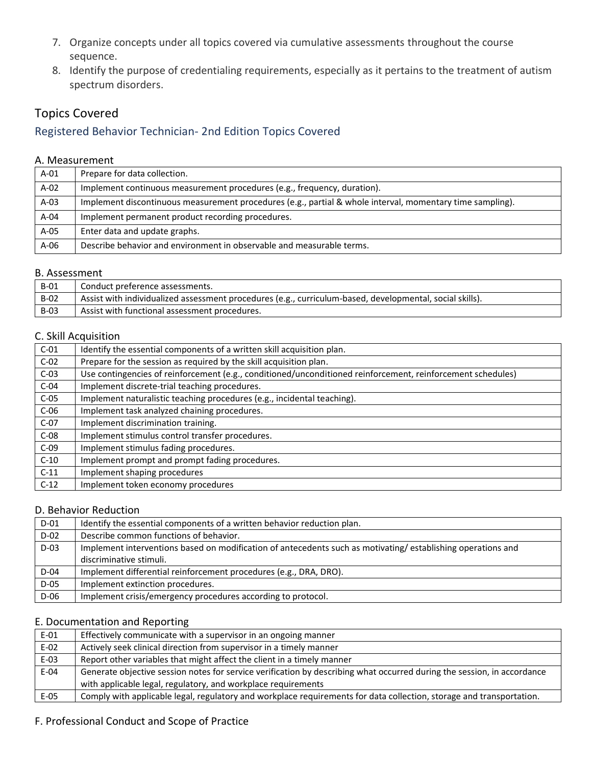7. Organize concepts under all topics covered via cumulative assessments throughout the course sequence.
8. Identify the purpose of credentialing requirements, especially as it pertains to the treatment of autism spectrum disorders.

## Topics Covered

### Registered Behavior Technician- 2nd Edition Topics Covered

#### A. Measurement

| | |
|---|---|
| A-01 | Prepare for data collection. |
| A-02 | Implement continuous measurement procedures (e.g., frequency, duration). |
| A-03 | Implement discontinuous measurement procedures (e.g., partial & whole interval, momentary time sampling). |
| A-04 | Implement permanent product recording procedures. |
| A-05 | Enter data and update graphs. |
| A-06 | Describe behavior and environment in observable and measurable terms. |

#### B. Assessment

| | |
|---|---|
| B-01 | Conduct preference assessments. |
| B-02 | Assist with individualized assessment procedures (e.g., curriculum-based, developmental, social skills). |
| B-03 | Assist with functional assessment procedures. |

#### C. Skill Acquisition

| | |
|---|---|
| C-01 | Identify the essential components of a written skill acquisition plan. |
| C-02 | Prepare for the session as required by the skill acquisition plan. |
| C-03 | Use contingencies of reinforcement (e.g., conditioned/unconditioned reinforcement, reinforcement schedules) |
| C-04 | Implement discrete-trial teaching procedures. |
| C-05 | Implement naturalistic teaching procedures (e.g., incidental teaching). |
| C-06 | Implement task analyzed chaining procedures. |
| C-07 | Implement discrimination training. |
| C-08 | Implement stimulus control transfer procedures. |
| C-09 | Implement stimulus fading procedures. |
| C-10 | Implement prompt and prompt fading procedures. |
| C-11 | Implement shaping procedures |
| C-12 | Implement token economy procedures |

#### D. Behavior Reduction

| | |
|---|---|
| D-01 | Identify the essential components of a written behavior reduction plan. |
| D-02 | Describe common functions of behavior. |
| D-03 | Implement interventions based on modification of antecedents such as motivating/ establishing operations and discriminative stimuli. |
| D-04 | Implement differential reinforcement procedures (e.g., DRA, DRO). |
| D-05 | Implement extinction procedures. |
| D-06 | Implement crisis/emergency procedures according to protocol. |

#### E. Documentation and Reporting

| | |
|---|---|
| E-01 | Effectively communicate with a supervisor in an ongoing manner |
| E-02 | Actively seek clinical direction from supervisor in a timely manner |
| E-03 | Report other variables that might affect the client in a timely manner |
| E-04 | Generate objective session notes for service verification by describing what occurred during the session, in accordance with applicable legal, regulatory, and workplace requirements |
| E-05 | Comply with applicable legal, regulatory and workplace requirements for data collection, storage and transportation. |

#### F. Professional Conduct and Scope of Practice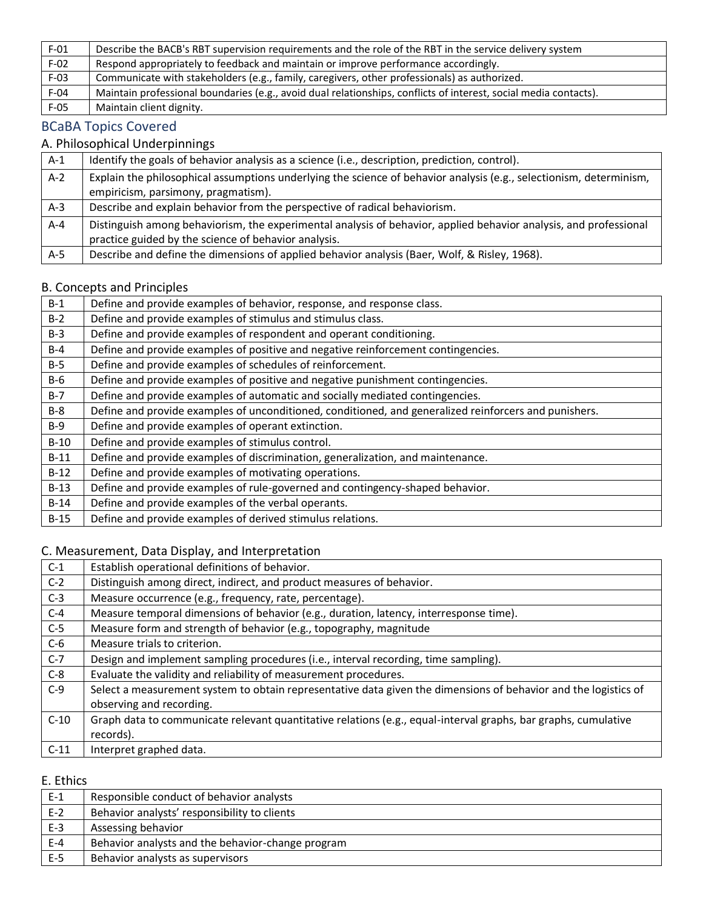| | |
|---|---|
| F-01 | Describe the BACB's RBT supervision requirements and the role of the RBT in the service delivery system |
| F-02 | Respond appropriately to feedback and maintain or improve performance accordingly. |
| F-03 | Communicate with stakeholders (e.g., family, caregivers, other professionals) as authorized. |
| F-04 | Maintain professional boundaries (e.g., avoid dual relationships, conflicts of interest, social media contacts). |
| F-05 | Maintain client dignity. |

## BCaBA Topics Covered

### A. Philosophical Underpinnings

| | |
|---|---|
| A-1 | Identify the goals of behavior analysis as a science (i.e., description, prediction, control). |
| A-2 | Explain the philosophical assumptions underlying the science of behavior analysis (e.g., selectionism, determinism, empiricism, parsimony, pragmatism). |
| A-3 | Describe and explain behavior from the perspective of radical behaviorism. |
| A-4 | Distinguish among behaviorism, the experimental analysis of behavior, applied behavior analysis, and professional practice guided by the science of behavior analysis. |
| A-5 | Describe and define the dimensions of applied behavior analysis (Baer, Wolf, & Risley, 1968). |

### B. Concepts and Principles

| | |
|---|---|
| B-1 | Define and provide examples of behavior, response, and response class. |
| B-2 | Define and provide examples of stimulus and stimulus class. |
| B-3 | Define and provide examples of respondent and operant conditioning. |
| B-4 | Define and provide examples of positive and negative reinforcement contingencies. |
| B-5 | Define and provide examples of schedules of reinforcement. |
| B-6 | Define and provide examples of positive and negative punishment contingencies. |
| B-7 | Define and provide examples of automatic and socially mediated contingencies. |
| B-8 | Define and provide examples of unconditioned, conditioned, and generalized reinforcers and punishers. |
| B-9 | Define and provide examples of operant extinction. |
| B-10 | Define and provide examples of stimulus control. |
| B-11 | Define and provide examples of discrimination, generalization, and maintenance. |
| B-12 | Define and provide examples of motivating operations. |
| B-13 | Define and provide examples of rule-governed and contingency-shaped behavior. |
| B-14 | Define and provide examples of the verbal operants. |
| B-15 | Define and provide examples of derived stimulus relations. |

### C. Measurement, Data Display, and Interpretation

| | |
|---|---|
| C-1 | Establish operational definitions of behavior. |
| C-2 | Distinguish among direct, indirect, and product measures of behavior. |
| C-3 | Measure occurrence (e.g., frequency, rate, percentage). |
| C-4 | Measure temporal dimensions of behavior (e.g., duration, latency, interresponse time). |
| C-5 | Measure form and strength of behavior (e.g., topography, magnitude |
| C-6 | Measure trials to criterion. |
| C-7 | Design and implement sampling procedures (i.e., interval recording, time sampling). |
| C-8 | Evaluate the validity and reliability of measurement procedures. |
| C-9 | Select a measurement system to obtain representative data given the dimensions of behavior and the logistics of observing and recording. |
| C-10 | Graph data to communicate relevant quantitative relations (e.g., equal-interval graphs, bar graphs, cumulative records). |
| C-11 | Interpret graphed data. |

### E. Ethics

| | |
|---|---|
| E-1 | Responsible conduct of behavior analysts |
| E-2 | Behavior analysts' responsibility to clients |
| E-3 | Assessing behavior |
| E-4 | Behavior analysts and the behavior-change program |
| E-5 | Behavior analysts as supervisors |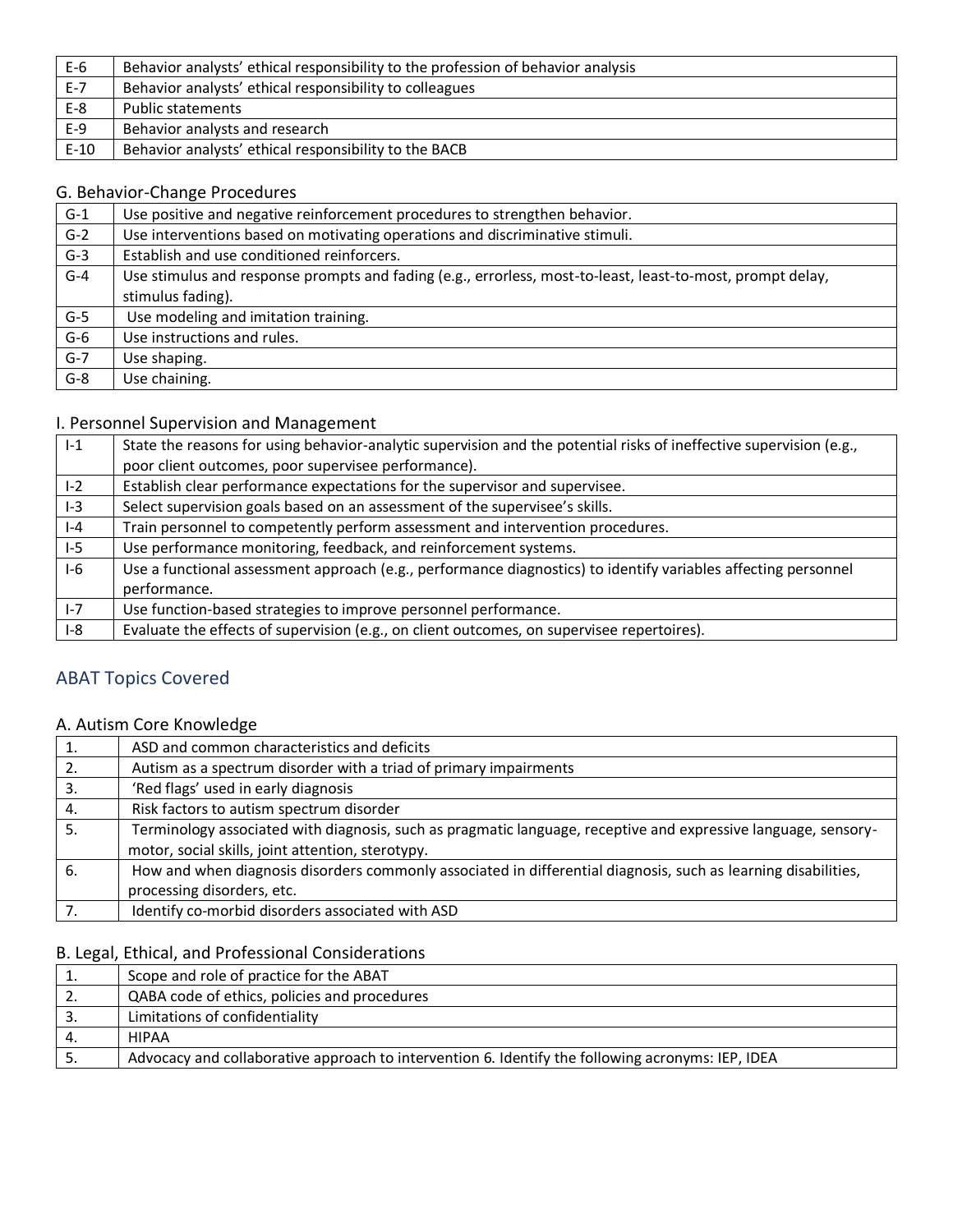| E-6 | Behavior analysts' ethical responsibility to the profession of behavior analysis |
|---|---|
| E-7 | Behavior analysts' ethical responsibility to colleagues |
| E-8 | Public statements |
| E-9 | Behavior analysts and research |
| E-10 | Behavior analysts' ethical responsibility to the BACB |

### G. Behavior-Change Procedures

| G-1 | Use positive and negative reinforcement procedures to strengthen behavior. |
|---|---|
| G-2 | Use interventions based on motivating operations and discriminative stimuli. |
| G-3 | Establish and use conditioned reinforcers. |
| G-4 | Use stimulus and response prompts and fading (e.g., errorless, most-to-least, least-to-most, prompt delay, stimulus fading). |
| G-5 | Use modeling and imitation training. |
| G-6 | Use instructions and rules. |
| G-7 | Use shaping. |
| G-8 | Use chaining. |

### I. Personnel Supervision and Management

| I-1 | State the reasons for using behavior-analytic supervision and the potential risks of ineffective supervision (e.g., poor client outcomes, poor supervisee performance). |
|---|---|
| I-2 | Establish clear performance expectations for the supervisor and supervisee. |
| I-3 | Select supervision goals based on an assessment of the supervisee's skills. |
| I-4 | Train personnel to competently perform assessment and intervention procedures. |
| I-5 | Use performance monitoring, feedback, and reinforcement systems. |
| I-6 | Use a functional assessment approach (e.g., performance diagnostics) to identify variables affecting personnel performance. |
| I-7 | Use function-based strategies to improve personnel performance. |
| I-8 | Evaluate the effects of supervision (e.g., on client outcomes, on supervisee repertoires). |

## ABAT Topics Covered

### A. Autism Core Knowledge

| 1. | ASD and common characteristics and deficits |
|---|---|
| 2. | Autism as a spectrum disorder with a triad of primary impairments |
| 3. | 'Red flags' used in early diagnosis |
| 4. | Risk factors to autism spectrum disorder |
| 5. | Terminology associated with diagnosis, such as pragmatic language, receptive and expressive language, sensory-motor, social skills, joint attention, sterotypy. |
| 6. | How and when diagnosis disorders commonly associated in differential diagnosis, such as learning disabilities, processing disorders, etc. |
| 7. | Identify co-morbid disorders associated with ASD |

### B. Legal, Ethical, and Professional Considerations

| 1. | Scope and role of practice for the ABAT |
|---|---|
| 2. | QABA code of ethics, policies and procedures |
| 3. | Limitations of confidentiality |
| 4. | HIPAA |
| 5. | Advocacy and collaborative approach to intervention 6. Identify the following acronyms: IEP, IDEA |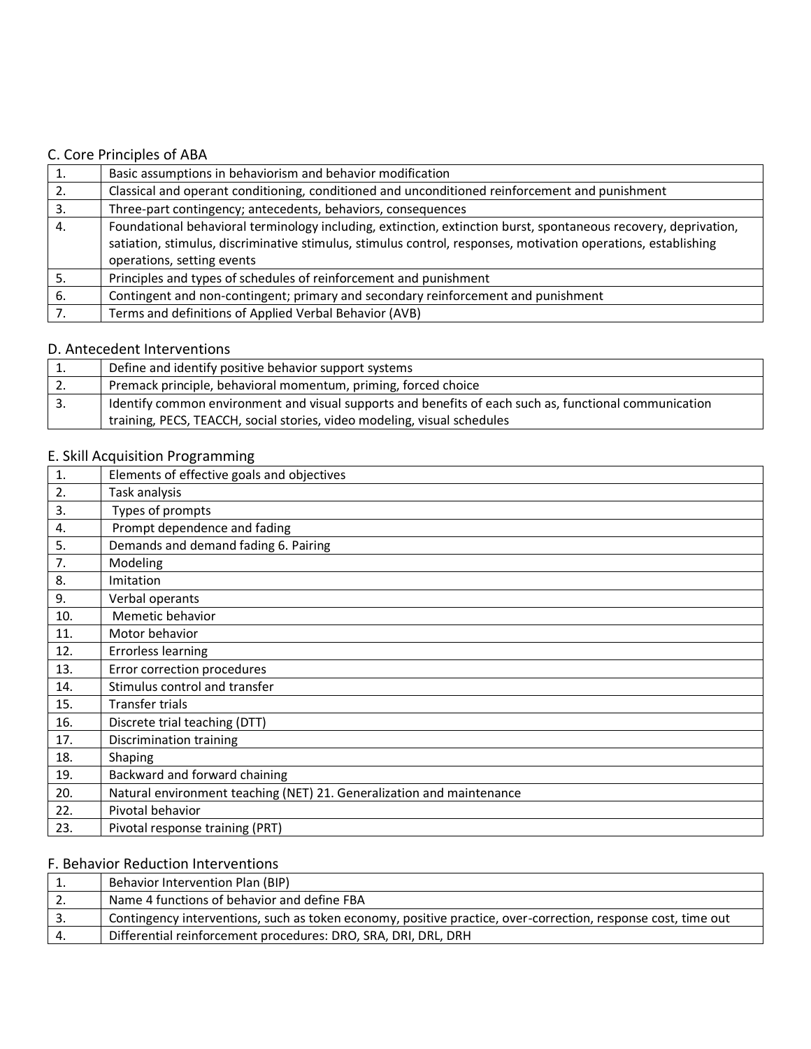### C. Core Principles of ABA

| | |
|---|---|
| 1. | Basic assumptions in behaviorism and behavior modification |
| 2. | Classical and operant conditioning, conditioned and unconditioned reinforcement and punishment |
| 3. | Three-part contingency; antecedents, behaviors, consequences |
| 4. | Foundational behavioral terminology including, extinction, extinction burst, spontaneous recovery, deprivation, satiation, stimulus, discriminative stimulus, stimulus control, responses, motivation operations, establishing operations, setting events |
| 5. | Principles and types of schedules of reinforcement and punishment |
| 6. | Contingent and non-contingent; primary and secondary reinforcement and punishment |
| 7. | Terms and definitions of Applied Verbal Behavior (AVB) |

### D. Antecedent Interventions

| | |
|---|---|
| 1. | Define and identify positive behavior support systems |
| 2. | Premack principle, behavioral momentum, priming, forced choice |
| 3. | Identify common environment and visual supports and benefits of each such as, functional communication training, PECS, TEACCH, social stories, video modeling, visual schedules |

### E. Skill Acquisition Programming

| | |
|---|---|
| 1. | Elements of effective goals and objectives |
| 2. | Task analysis |
| 3. | Types of prompts |
| 4. | Prompt dependence and fading |
| 5. | Demands and demand fading 6. Pairing |
| 7. | Modeling |
| 8. | Imitation |
| 9. | Verbal operants |
| 10. | Memetic behavior |
| 11. | Motor behavior |
| 12. | Errorless learning |
| 13. | Error correction procedures |
| 14. | Stimulus control and transfer |
| 15. | Transfer trials |
| 16. | Discrete trial teaching (DTT) |
| 17. | Discrimination training |
| 18. | Shaping |
| 19. | Backward and forward chaining |
| 20. | Natural environment teaching (NET) 21. Generalization and maintenance |
| 22. | Pivotal behavior |
| 23. | Pivotal response training (PRT) |

### F. Behavior Reduction Interventions

| | |
|---|---|
| 1. | Behavior Intervention Plan (BIP) |
| 2. | Name 4 functions of behavior and define FBA |
| 3. | Contingency interventions, such as token economy, positive practice, over-correction, response cost, time out |
| 4. | Differential reinforcement procedures: DRO, SRA, DRI, DRL, DRH |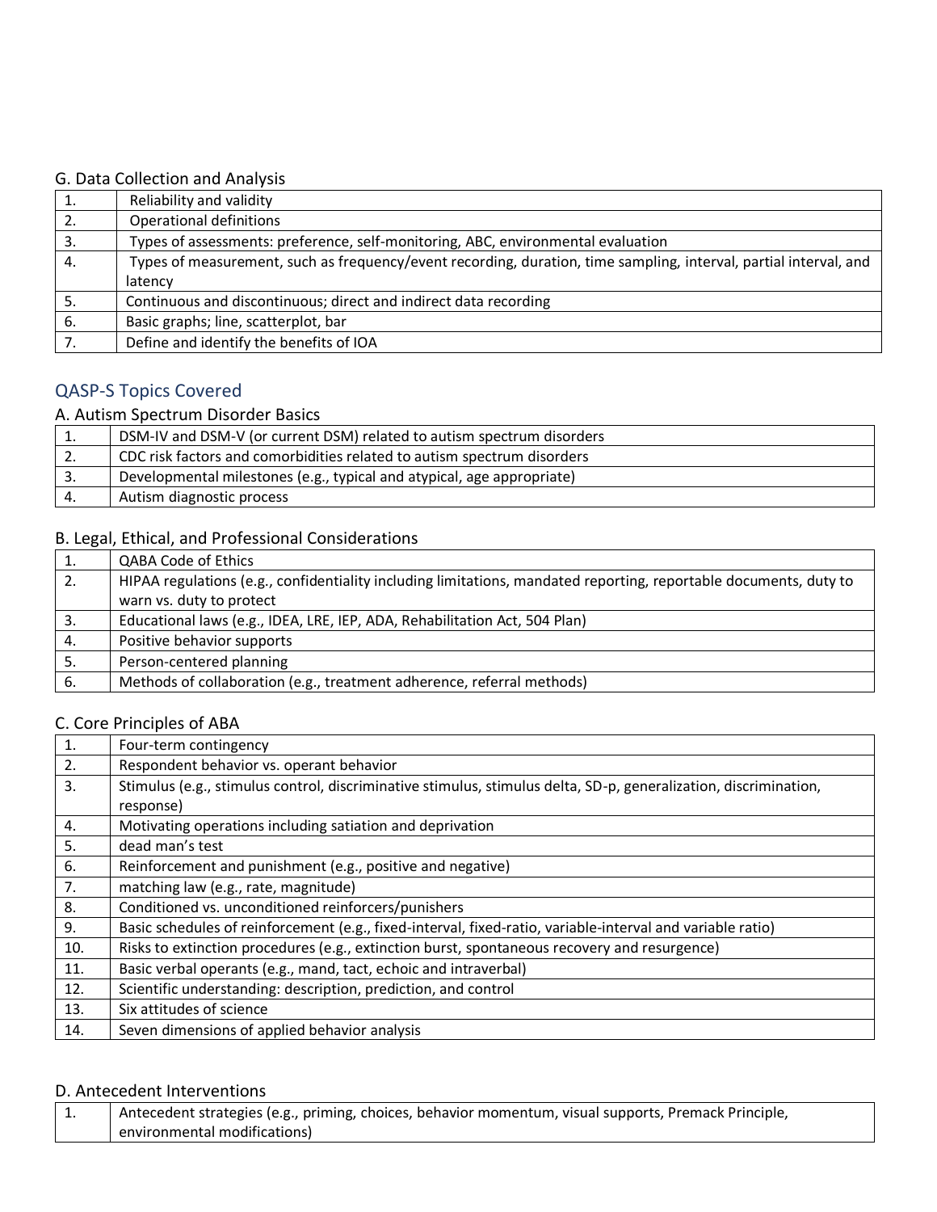### G. Data Collection and Analysis

| | |
|---|---|
| 1. | Reliability and validity |
| 2. | Operational definitions |
| 3. | Types of assessments: preference, self-monitoring, ABC, environmental evaluation |
| 4. | Types of measurement, such as frequency/event recording, duration, time sampling, interval, partial interval, and latency |
| 5. | Continuous and discontinuous; direct and indirect data recording |
| 6. | Basic graphs; line, scatterplot, bar |
| 7. | Define and identify the benefits of IOA |

## QASP-S Topics Covered

### A. Autism Spectrum Disorder Basics

| | |
|---|---|
| 1. | DSM-IV and DSM-V (or current DSM) related to autism spectrum disorders |
| 2. | CDC risk factors and comorbidities related to autism spectrum disorders |
| 3. | Developmental milestones (e.g., typical and atypical, age appropriate) |
| 4. | Autism diagnostic process |

### B. Legal, Ethical, and Professional Considerations

| | |
|---|---|
| 1. | QABA Code of Ethics |
| 2. | HIPAA regulations (e.g., confidentiality including limitations, mandated reporting, reportable documents, duty to warn vs. duty to protect |
| 3. | Educational laws (e.g., IDEA, LRE, IEP, ADA, Rehabilitation Act, 504 Plan) |
| 4. | Positive behavior supports |
| 5. | Person-centered planning |
| 6. | Methods of collaboration (e.g., treatment adherence, referral methods) |

### C. Core Principles of ABA

| | |
|---|---|
| 1. | Four-term contingency |
| 2. | Respondent behavior vs. operant behavior |
| 3. | Stimulus (e.g., stimulus control, discriminative stimulus, stimulus delta, SD-p, generalization, discrimination, response) |
| 4. | Motivating operations including satiation and deprivation |
| 5. | dead man's test |
| 6. | Reinforcement and punishment (e.g., positive and negative) |
| 7. | matching law (e.g., rate, magnitude) |
| 8. | Conditioned vs. unconditioned reinforcers/punishers |
| 9. | Basic schedules of reinforcement (e.g., fixed-interval, fixed-ratio, variable-interval and variable ratio) |
| 10. | Risks to extinction procedures (e.g., extinction burst, spontaneous recovery and resurgence) |
| 11. | Basic verbal operants (e.g., mand, tact, echoic and intraverbal) |
| 12. | Scientific understanding: description, prediction, and control |
| 13. | Six attitudes of science |
| 14. | Seven dimensions of applied behavior analysis |

### D. Antecedent Interventions

| | |
|---|---|
| 1. | Antecedent strategies (e.g., priming, choices, behavior momentum, visual supports, Premack Principle, environmental modifications) |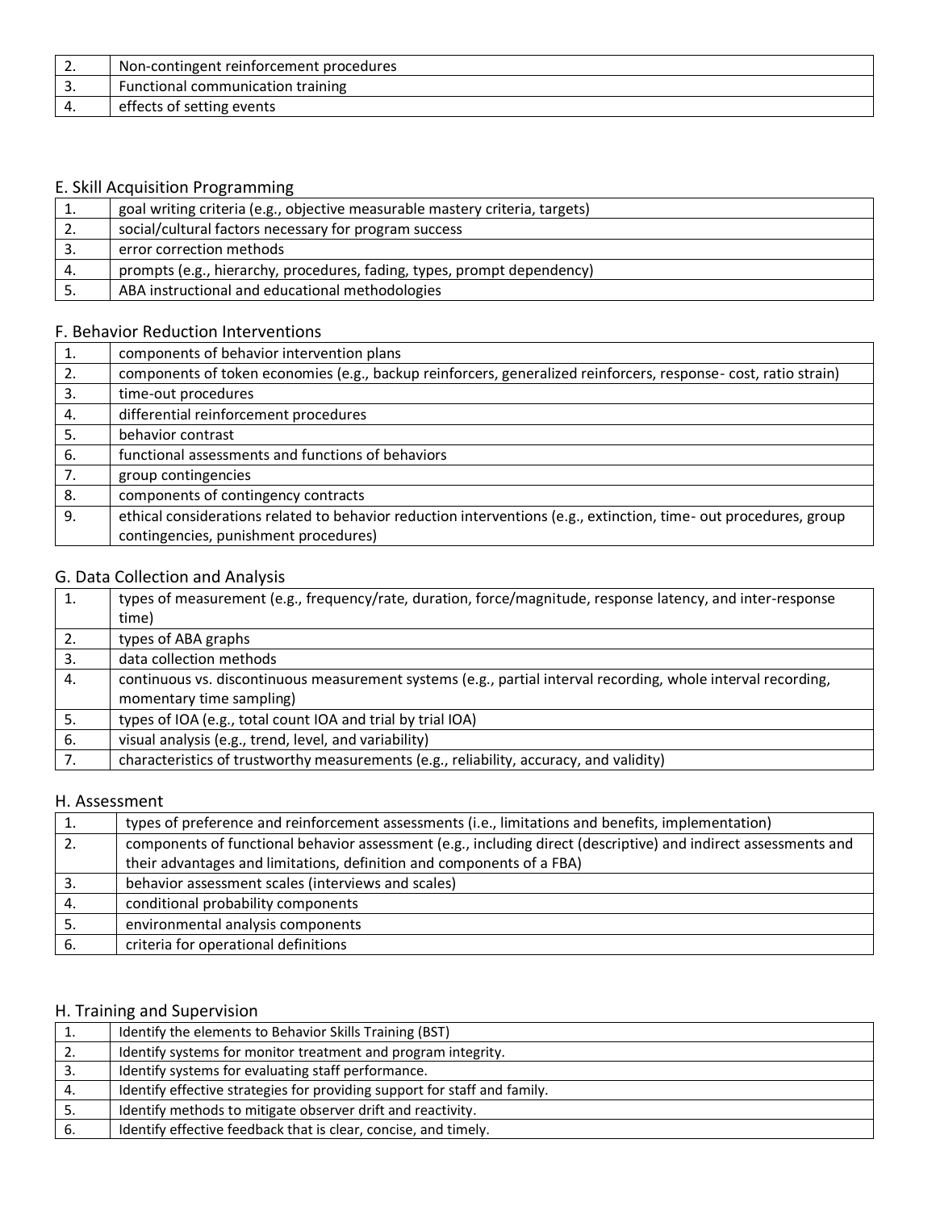| | |
|---|---|
| 2. | Non-contingent reinforcement procedures |
| 3. | Functional communication training |
| 4. | effects of setting events |

## E. Skill Acquisition Programming

| | |
|---|---|
| 1. | goal writing criteria (e.g., objective measurable mastery criteria, targets) |
| 2. | social/cultural factors necessary for program success |
| 3. | error correction methods |
| 4. | prompts (e.g., hierarchy, procedures, fading, types, prompt dependency) |
| 5. | ABA instructional and educational methodologies |

## F. Behavior Reduction Interventions

| | |
|---|---|
| 1. | components of behavior intervention plans |
| 2. | components of token economies (e.g., backup reinforcers, generalized reinforcers, response- cost, ratio strain) |
| 3. | time-out procedures |
| 4. | differential reinforcement procedures |
| 5. | behavior contrast |
| 6. | functional assessments and functions of behaviors |
| 7. | group contingencies |
| 8. | components of contingency contracts |
| 9. | ethical considerations related to behavior reduction interventions (e.g., extinction, time- out procedures, group contingencies, punishment procedures) |

## G. Data Collection and Analysis

| | |
|---|---|
| 1. | types of measurement (e.g., frequency/rate, duration, force/magnitude, response latency, and inter-response time) |
| 2. | types of ABA graphs |
| 3. | data collection methods |
| 4. | continuous vs. discontinuous measurement systems (e.g., partial interval recording, whole interval recording, momentary time sampling) |
| 5. | types of IOA (e.g., total count IOA and trial by trial IOA) |
| 6. | visual analysis (e.g., trend, level, and variability) |
| 7. | characteristics of trustworthy measurements (e.g., reliability, accuracy, and validity) |

## H. Assessment

| | |
|---|---|
| 1. | types of preference and reinforcement assessments (i.e., limitations and benefits, implementation) |
| 2. | components of functional behavior assessment (e.g., including direct (descriptive) and indirect assessments and their advantages and limitations, definition and components of a FBA) |
| 3. | behavior assessment scales (interviews and scales) |
| 4. | conditional probability components |
| 5. | environmental analysis components |
| 6. | criteria for operational definitions |

## H. Training and Supervision

| | |
|---|---|
| 1. | Identify the elements to Behavior Skills Training (BST) |
| 2. | Identify systems for monitor treatment and program integrity. |
| 3. | Identify systems for evaluating staff performance. |
| 4. | Identify effective strategies for providing support for staff and family. |
| 5. | Identify methods to mitigate observer drift and reactivity. |
| 6. | Identify effective feedback that is clear, concise, and timely. |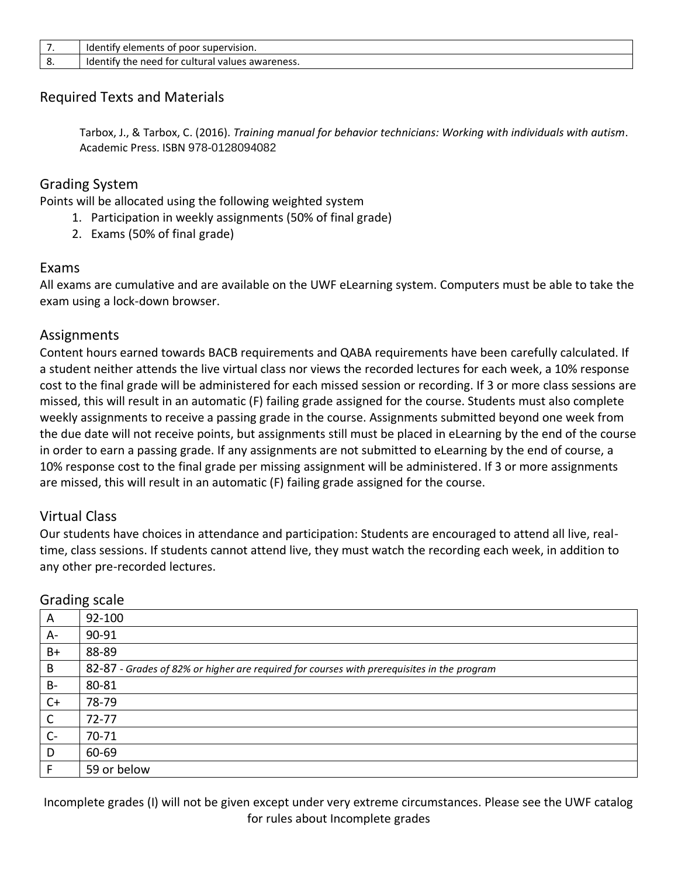| 7. | Identify elements of poor supervision. |
|---|---|
| 8. | Identify the need for cultural values awareness. |

## Required Texts and Materials

Tarbox, J., & Tarbox, C. (2016). *Training manual for behavior technicians: Working with individuals with autism*. Academic Press. ISBN 978-0128094082

## Grading System

Points will be allocated using the following weighted system

1. Participation in weekly assignments (50% of final grade)
2. Exams (50% of final grade)

## Exams

All exams are cumulative and are available on the UWF eLearning system. Computers must be able to take the exam using a lock-down browser.

## Assignments

Content hours earned towards BACB requirements and QABA requirements have been carefully calculated. If a student neither attends the live virtual class nor views the recorded lectures for each week, a 10% response cost to the final grade will be administered for each missed session or recording. If 3 or more class sessions are missed, this will result in an automatic (F) failing grade assigned for the course. Students must also complete weekly assignments to receive a passing grade in the course. Assignments submitted beyond one week from the due date will not receive points, but assignments still must be placed in eLearning by the end of the course in order to earn a passing grade. If any assignments are not submitted to eLearning by the end of course, a 10% response cost to the final grade per missing assignment will be administered. If 3 or more assignments are missed, this will result in an automatic (F) failing grade assigned for the course.

## Virtual Class

Our students have choices in attendance and participation: Students are encouraged to attend all live, real-time, class sessions. If students cannot attend live, they must watch the recording each week, in addition to any other pre-recorded lectures.

## Grading scale

| A | 92-100 |
|---|---|
| A- | 90-91 |
| B+ | 88-89 |
| B | 82-87 - *Grades of 82% or higher are required for courses with prerequisites in the program* |
| B- | 80-81 |
| C+ | 78-79 |
| C | 72-77 |
| C- | 70-71 |
| D | 60-69 |
| F | 59 or below |

Incomplete grades (I) will not be given except under very extreme circumstances. Please see the UWF catalog for rules about Incomplete grades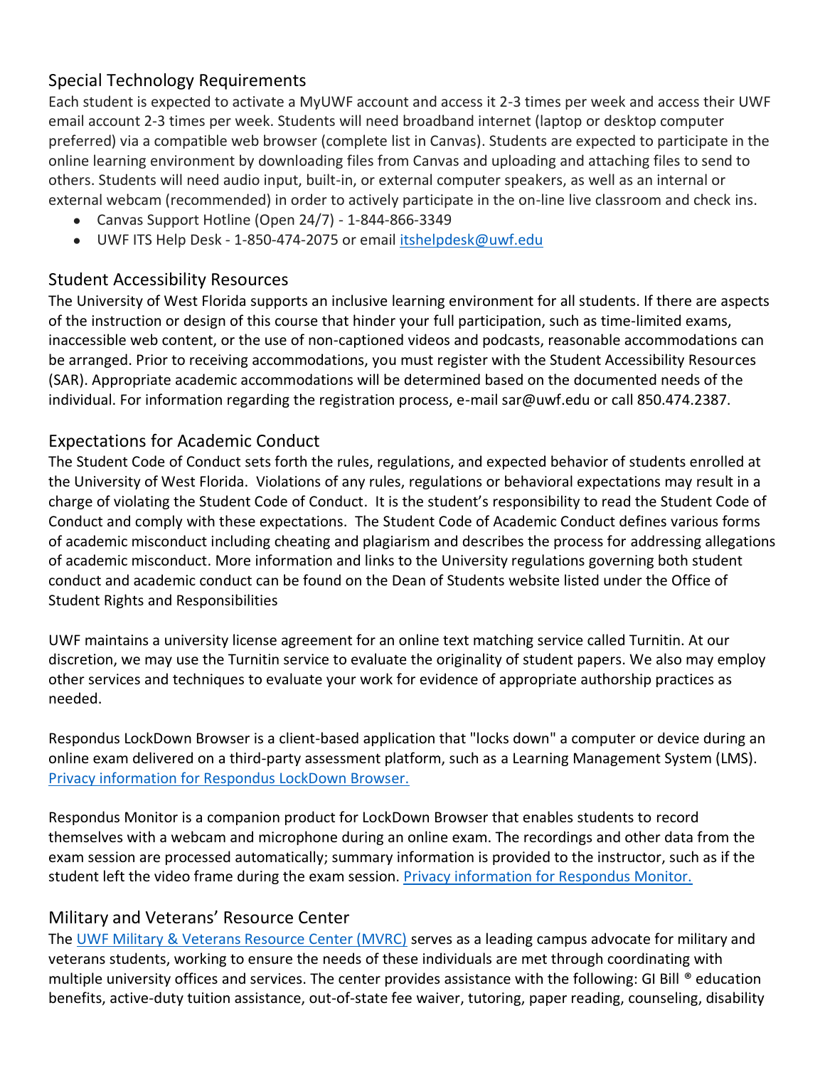## Special Technology Requirements

Each student is expected to activate a MyUWF account and access it 2-3 times per week and access their UWF email account 2-3 times per week. Students will need broadband internet (laptop or desktop computer preferred) via a compatible web browser (complete list in Canvas). Students are expected to participate in the online learning environment by downloading files from Canvas and uploading and attaching files to send to others. Students will need audio input, built-in, or external computer speakers, as well as an internal or external webcam (recommended) in order to actively participate in the on-line live classroom and check ins.

- Canvas Support Hotline (Open 24/7) - 1-844-866-3349
- UWF ITS Help Desk - 1-850-474-2075 or email [itshelpdesk@uwf.edu](mailto:itshelpdesk@uwf.edu)

## Student Accessibility Resources

The University of West Florida supports an inclusive learning environment for all students. If there are aspects of the instruction or design of this course that hinder your full participation, such as time-limited exams, inaccessible web content, or the use of non-captioned videos and podcasts, reasonable accommodations can be arranged. Prior to receiving accommodations, you must register with the Student Accessibility Resources (SAR). Appropriate academic accommodations will be determined based on the documented needs of the individual. For information regarding the registration process, e-mail sar@uwf.edu or call 850.474.2387.

## Expectations for Academic Conduct

The Student Code of Conduct sets forth the rules, regulations, and expected behavior of students enrolled at the University of West Florida. Violations of any rules, regulations or behavioral expectations may result in a charge of violating the Student Code of Conduct. It is the student's responsibility to read the Student Code of Conduct and comply with these expectations. The Student Code of Academic Conduct defines various forms of academic misconduct including cheating and plagiarism and describes the process for addressing allegations of academic misconduct. More information and links to the University regulations governing both student conduct and academic conduct can be found on the Dean of Students website listed under the Office of Student Rights and Responsibilities

UWF maintains a university license agreement for an online text matching service called Turnitin. At our discretion, we may use the Turnitin service to evaluate the originality of student papers. We also may employ other services and techniques to evaluate your work for evidence of appropriate authorship practices as needed.

Respondus LockDown Browser is a client-based application that "locks down" a computer or device during an online exam delivered on a third-party assessment platform, such as a Learning Management System (LMS). [Privacy information for Respondus LockDown Browser.]()

Respondus Monitor is a companion product for LockDown Browser that enables students to record themselves with a webcam and microphone during an online exam. The recordings and other data from the exam session are processed automatically; summary information is provided to the instructor, such as if the student left the video frame during the exam session. [Privacy information for Respondus Monitor.]()

## Military and Veterans' Resource Center

The [UWF Military & Veterans Resource Center (MVRC)]() serves as a leading campus advocate for military and veterans students, working to ensure the needs of these individuals are met through coordinating with multiple university offices and services. The center provides assistance with the following: GI Bill ® education benefits, active-duty tuition assistance, out-of-state fee waiver, tutoring, paper reading, counseling, disability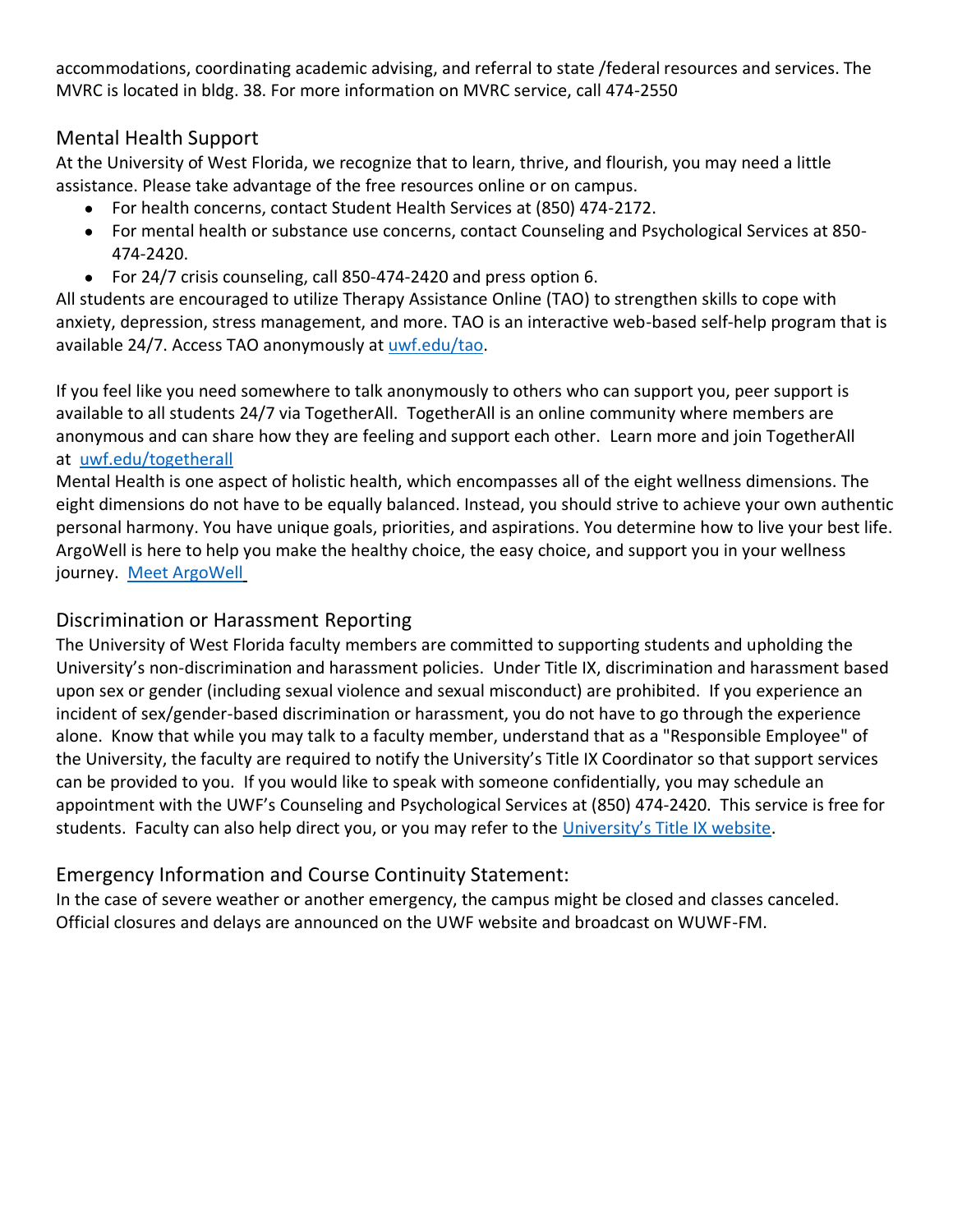accommodations, coordinating academic advising, and referral to state /federal resources and services. The MVRC is located in bldg. 38. For more information on MVRC service, call 474-2550

## Mental Health Support

At the University of West Florida, we recognize that to learn, thrive, and flourish, you may need a little assistance. Please take advantage of the free resources online or on campus.

- For health concerns, contact Student Health Services at (850) 474-2172.
- For mental health or substance use concerns, contact Counseling and Psychological Services at 850-474-2420.
- For 24/7 crisis counseling, call 850-474-2420 and press option 6.

All students are encouraged to utilize Therapy Assistance Online (TAO) to strengthen skills to cope with anxiety, depression, stress management, and more. TAO is an interactive web-based self-help program that is available 24/7. Access TAO anonymously at [uwf.edu/tao](uwf.edu/tao).

If you feel like you need somewhere to talk anonymously to others who can support you, peer support is available to all students 24/7 via TogetherAll. TogetherAll is an online community where members are anonymous and can share how they are feeling and support each other. Learn more and join TogetherAll at [uwf.edu/togetherall](uwf.edu/togetherall)

Mental Health is one aspect of holistic health, which encompasses all of the eight wellness dimensions. The eight dimensions do not have to be equally balanced. Instead, you should strive to achieve your own authentic personal harmony. You have unique goals, priorities, and aspirations. You determine how to live your best life. ArgoWell is here to help you make the healthy choice, the easy choice, and support you in your wellness journey. Meet ArgoWell

## Discrimination or Harassment Reporting

The University of West Florida faculty members are committed to supporting students and upholding the University's non-discrimination and harassment policies. Under Title IX, discrimination and harassment based upon sex or gender (including sexual violence and sexual misconduct) are prohibited. If you experience an incident of sex/gender-based discrimination or harassment, you do not have to go through the experience alone. Know that while you may talk to a faculty member, understand that as a "Responsible Employee" of the University, the faculty are required to notify the University's Title IX Coordinator so that support services can be provided to you. If you would like to speak with someone confidentially, you may schedule an appointment with the UWF's Counseling and Psychological Services at (850) 474-2420. This service is free for students. Faculty can also help direct you, or you may refer to the University's Title IX website.

## Emergency Information and Course Continuity Statement:

In the case of severe weather or another emergency, the campus might be closed and classes canceled. Official closures and delays are announced on the UWF website and broadcast on WUWF-FM.